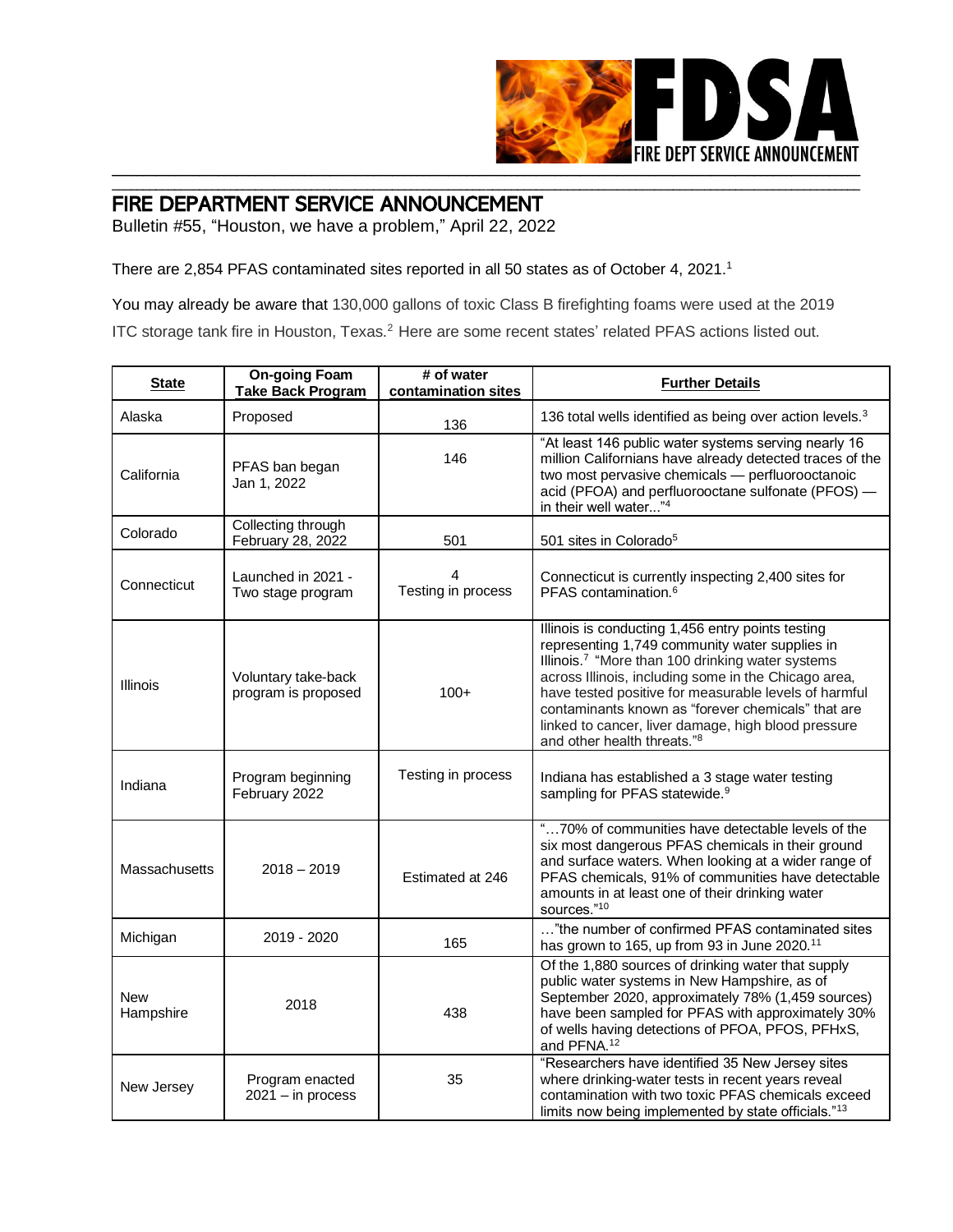# FIRE DEPARTMENT SERVICE ANNOUNCEMENT

Bulletin #55, "Houston, we have a problem," April 22, 2022

There are 2,854 PFAS contaminated sites reported in all 50 states as of October 4, 2021.[1]

You may already be aware that 130,000 gallons of toxic Class B firefighting foams were used at the 2019 ITC storage tank fire in Houston, Texas.[2] Here are some recent states' related PFAS actions listed out.

| **State** | **On-going Foam Take Back Program** | **# of water contamination sites** | **Further Details** |
|---|---|---|---|
| Alaska | Proposed | 136 | 136 total wells identified as being over action levels.[3] |
| California | PFAS ban began Jan 1, 2022 | 146 | "At least 146 public water systems serving nearly 16 million Californians have already detected traces of the two most pervasive chemicals — perfluorooctanoic acid (PFOA) and perfluorooctane sulfonate (PFOS) — in their well water..."[4] |
| Colorado | Collecting through February 28, 2022 | 501 | 501 sites in Colorado[5] |
| Connecticut | Launched in 2021 - Two stage program | 4 Testing in process | Connecticut is currently inspecting 2,400 sites for PFAS contamination.[6] |
| Illinois | Voluntary take-back program is proposed | 100+ | Illinois is conducting 1,456 entry points testing representing 1,749 community water supplies in Illinois.[7] "More than 100 drinking water systems across Illinois, including some in the Chicago area, have tested positive for measurable levels of harmful contaminants known as "forever chemicals" that are linked to cancer, liver damage, high blood pressure and other health threats."[8] |
| Indiana | Program beginning February 2022 | Testing in process | Indiana has established a 3 stage water testing sampling for PFAS statewide.[9] |
| Massachusetts | 2018 – 2019 | Estimated at 246 | "…70% of communities have detectable levels of the six most dangerous PFAS chemicals in their ground and surface waters. When looking at a wider range of PFAS chemicals, 91% of communities have detectable amounts in at least one of their drinking water sources."[10] |
| Michigan | 2019 - 2020 | 165 | …"the number of confirmed PFAS contaminated sites has grown to 165, up from 93 in June 2020.[11] |
| New Hampshire | 2018 | 438 | Of the 1,880 sources of drinking water that supply public water systems in New Hampshire, as of September 2020, approximately 78% (1,459 sources) have been sampled for PFAS with approximately 30% of wells having detections of PFOA, PFOS, PFHxS, and PFNA.[12] |
| New Jersey | Program enacted 2021 – in process | 35 | "Researchers have identified 35 New Jersey sites where drinking-water tests in recent years reveal contamination with two toxic PFAS chemicals exceed limits now being implemented by state officials."[13] |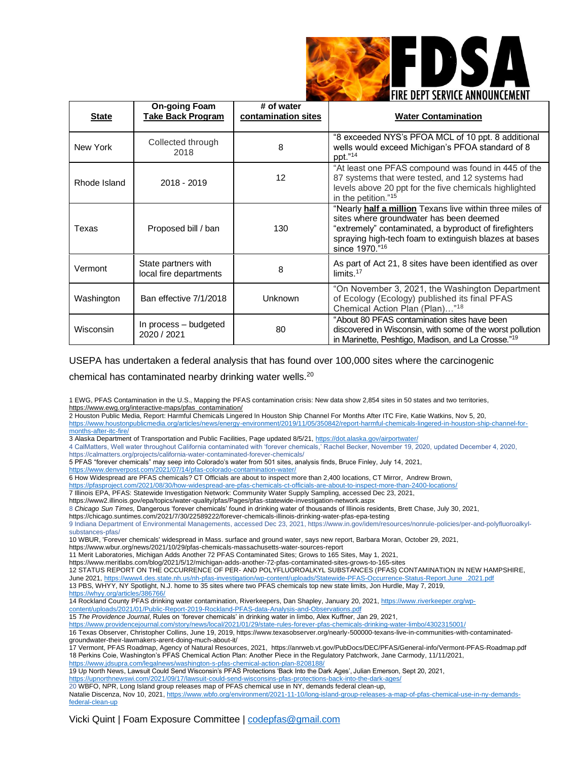FDSA FIRE DEPT SERVICE ANNOUNCEMENT

| **State** | **On-going Foam Take Back Program** | **# of water contamination sites** | **Water Contamination** |
|---|---|---|---|
| New York | Collected through 2018 | 8 | "8 exceeded NYS's PFOA MCL of 10 ppt. 8 additional wells would exceed Michigan's PFOA standard of 8 ppt."[14] |
| Rhode Island | 2018 - 2019 | 12 | "At least one PFAS compound was found in 445 of the 87 systems that were tested, and 12 systems had levels above 20 ppt for the five chemicals highlighted in the petition."[15] |
| Texas | Proposed bill / ban | 130 | "Nearly **half a million** Texans live within three miles of sites where groundwater has been deemed "extremely" contaminated, a byproduct of firefighters spraying high-tech foam to extinguish blazes at bases since 1970."[16] |
| Vermont | State partners with local fire departments | 8 | As part of Act 21, 8 sites have been identified as over limits.[17] |
| Washington | Ban effective 7/1/2018 | Unknown | "On November 3, 2021, the Washington Department of Ecology (Ecology) published its final PFAS Chemical Action Plan (Plan)…"[18] |
| Wisconsin | In process – budgeted 2020 / 2021 | 80 | "About 80 PFAS contamination sites have been discovered in Wisconsin, with some of the worst pollution in Marinette, Peshtigo, Madison, and La Crosse."[19] |

USEPA has undertaken a federal analysis that has found over 100,000 sites where the carcinogenic chemical has contaminated nearby drinking water wells.[20]

1 EWG, PFAS Contamination in the U.S., Mapping the PFAS contamination crisis: New data show 2,854 sites in 50 states and two territories, https://www.ewg.org/interactive-maps/pfas_contamination/
2 Houston Public Media, Report: Harmful Chemicals Lingered In Houston Ship Channel For Months After ITC Fire, Katie Watkins, Nov 5, 20, https://www.houstonpublicmedia.org/articles/news/energy-environment/2019/11/05/350842/report-harmful-chemicals-lingered-in-houston-ship-channel-for-months-after-itc-fire/
3 Alaska Department of Transportation and Public Facilities, Page updated 8/5/21, https://dot.alaska.gov/airportwater/
4 CalMatters, Well water throughout California contaminated with 'forever chemicals,' Rachel Becker, November 19, 2020, updated December 4, 2020, https://calmatters.org/projects/california-water-contaminated-forever-chemicals/
5 PFAS "forever chemicals" may seep into Colorado's water from 501 sites, analysis finds, Bruce Finley, July 14, 2021, https://www.denverpost.com/2021/07/14/pfas-colorado-contamination-water/
6 How Widespread are PFAS chemicals? CT Officials are about to inspect more than 2,400 locations, CT Mirror, Andrew Brown, https://pfasproject.com/2021/08/30/how-widespread-are-pfas-chemicals-ct-officials-are-about-to-inspect-more-than-2400-locations/
7 Illinois EPA, PFAS: Statewide Investigation Network: Community Water Supply Sampling, accessed Dec 23, 2021, https://www2.illinois.gov/epa/topics/water-quality/pfas/Pages/pfas-statewide-investigation-network.aspx
8 *Chicago Sun Times,* Dangerous 'forever chemicals' found in drinking water of thousands of Illinois residents, Brett Chase, July 30, 2021, https://chicago.suntimes.com/2021/7/30/22589222/forever-chemicals-illinois-drinking-water-pfas-epa-testing
9 Indiana Department of Environmental Managements, accessed Dec 23, 2021, https://www.in.gov/idem/resources/nonrule-policies/per-and-polyfluoroalkyl-substances-pfas/
10 WBUR, 'Forever chemicals' widespread in Mass. surface and ground water, says new report, Barbara Moran, October 29, 2021, https://www.wbur.org/news/2021/10/29/pfas-chemicals-massachusetts-water-sources-report
11 Merit Laboratories, Michigan Adds Another 72 PFAS Contaminated Sites; Grows to 165 Sites, May 1, 2021, https://www.meritlabs.com/blog/2021/5/12/michigan-adds-another-72-pfas-contaminated-sites-grows-to-165-sites
12 STATUS REPORT ON THE OCCURRENCE OF PER- AND POLYFLUOROALKYL SUBSTANCES (PFAS) CONTAMINATION IN NEW HAMPSHIRE, June 2021, https://www4.des.state.nh.us/nh-pfas-investigation/wp-content/uploads/Statewide-PFAS-Occurrence-Status-Report.June_.2021.pdf
13 PBS, WHYY, NY Spotlight, N.J. home to 35 sites where two PFAS chemicals top new state limits, Jon Hurdle, May 7, 2019, https://whyy.org/articles/386766/
14 Rockland County PFAS drinking water contamination, Riverkeepers, Dan Shapley, January 20, 2021, https://www.riverkeeper.org/wp-content/uploads/2021/01/Public-Report-2019-Rockland-PFAS-data-Analysis-and-Observations.pdf
15 *The Providence Journal*, Rules on 'forever chemicals' in drinking water in limbo, Alex Kuffner, Jan 29, 2021, https://www.providencejournal.com/story/news/local/2021/01/29/state-rules-forever-pfas-chemicals-drinking-water-limbo/4302315001/
16 Texas Observer, Christopher Collins, June 19, 2019, https://www.texasobserver.org/nearly-500000-texans-live-in-communities-with-contaminated-groundwater-their-lawmakers-arent-doing-much-about-it/
17 Vermont, PFAS Roadmap, Agency of Natural Resources, 2021, https://anrweb.vt.gov/PubDocs/DEC/PFAS/General-info/Vermont-PFAS-Roadmap.pdf
18 Perkins Coie, Washington's PFAS Chemical Action Plan: Another Piece in the Regulatory Patchwork, Jane Carmody, 11/11/2021, https://www.jdsupra.com/legalnews/washington-s-pfas-chemical-action-plan-8208188/
19 Up North News, Lawsuit Could Send Wisconsin's PFAS Protections 'Back Into the Dark Ages', Julian Emerson, Sept 20, 2021, https://upnorthnewswi.com/2021/09/17/lawsuit-could-send-wisconsins-pfas-protections-back-into-the-dark-ages/
20 WBFO, NPR, Long Island group releases map of PFAS chemical use in NY, demands federal clean-up, Natalie Discenza, Nov 10, 2021, https://www.wbfo.org/environment/2021-11-10/long-island-group-releases-a-map-of-pfas-chemical-use-in-ny-demands-federal-clean-up

Vicki Quint | Foam Exposure Committee | codepfas@gmail.com